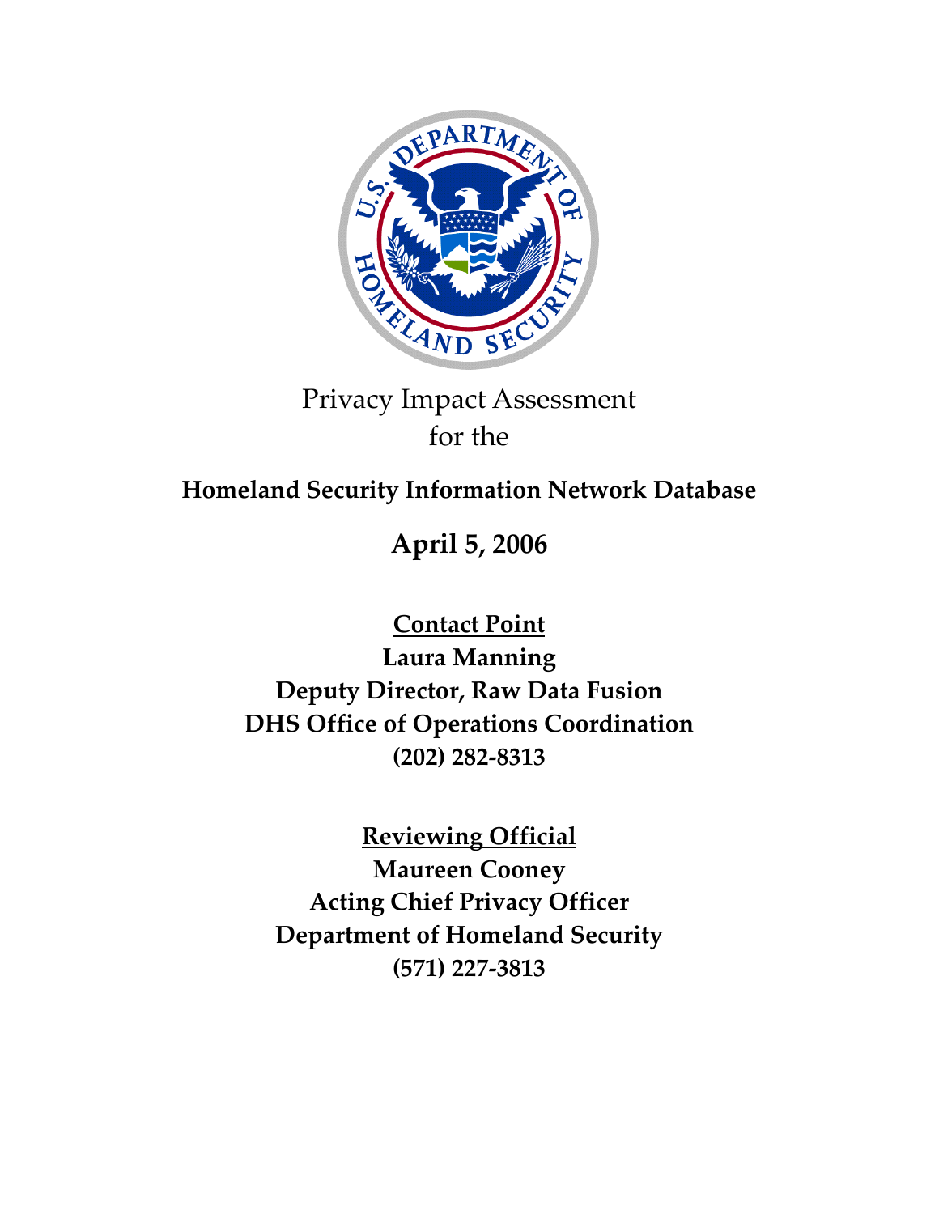# Privacy Impact Assessment for the

## Homeland Security Information Network Database

**April 5, 2006**

**Contact Point**

**Laura Manning**
**Deputy Director, Raw Data Fusion**
**DHS Office of Operations Coordination**
**(202) 282-8313**

**Reviewing Official**

**Maureen Cooney**
**Acting Chief Privacy Officer**
**Department of Homeland Security**
**(571) 227-3813**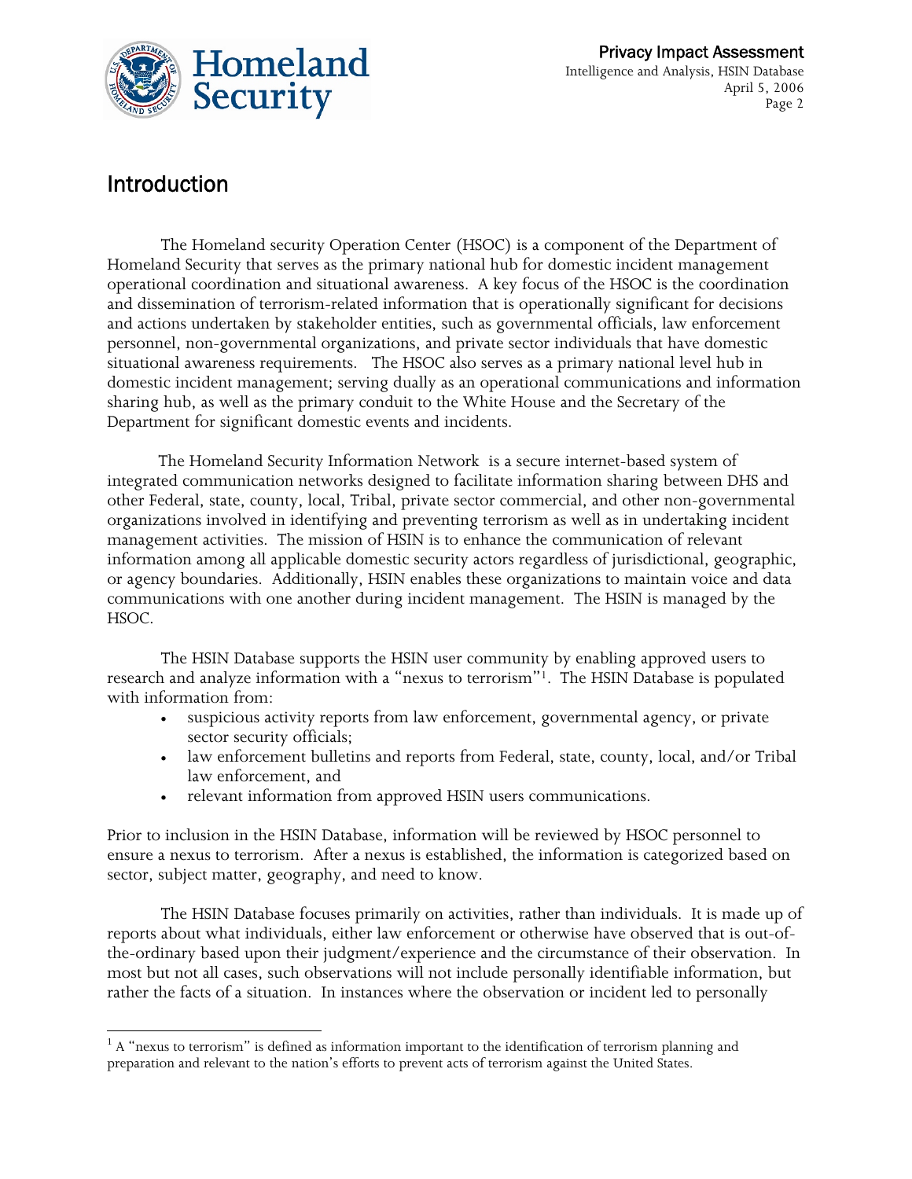## Introduction

The Homeland security Operation Center (HSOC) is a component of the Department of Homeland Security that serves as the primary national hub for domestic incident management operational coordination and situational awareness. A key focus of the HSOC is the coordination and dissemination of terrorism-related information that is operationally significant for decisions and actions undertaken by stakeholder entities, such as governmental officials, law enforcement personnel, non-governmental organizations, and private sector individuals that have domestic situational awareness requirements. The HSOC also serves as a primary national level hub in domestic incident management; serving dually as an operational communications and information sharing hub, as well as the primary conduit to the White House and the Secretary of the Department for significant domestic events and incidents.

The Homeland Security Information Network is a secure internet-based system of integrated communication networks designed to facilitate information sharing between DHS and other Federal, state, county, local, Tribal, private sector commercial, and other non-governmental organizations involved in identifying and preventing terrorism as well as in undertaking incident management activities. The mission of HSIN is to enhance the communication of relevant information among all applicable domestic security actors regardless of jurisdictional, geographic, or agency boundaries. Additionally, HSIN enables these organizations to maintain voice and data communications with one another during incident management. The HSIN is managed by the HSOC.

The HSIN Database supports the HSIN user community by enabling approved users to research and analyze information with a "nexus to terrorism"[1]. The HSIN Database is populated with information from:

- suspicious activity reports from law enforcement, governmental agency, or private sector security officials;
- law enforcement bulletins and reports from Federal, state, county, local, and/or Tribal law enforcement, and
- relevant information from approved HSIN users communications.

Prior to inclusion in the HSIN Database, information will be reviewed by HSOC personnel to ensure a nexus to terrorism. After a nexus is established, the information is categorized based on sector, subject matter, geography, and need to know.

The HSIN Database focuses primarily on activities, rather than individuals. It is made up of reports about what individuals, either law enforcement or otherwise have observed that is out-of-the-ordinary based upon their judgment/experience and the circumstance of their observation. In most but not all cases, such observations will not include personally identifiable information, but rather the facts of a situation. In instances where the observation or incident led to personally

---

[1] A "nexus to terrorism" is defined as information important to the identification of terrorism planning and preparation and relevant to the nation's efforts to prevent acts of terrorism against the United States.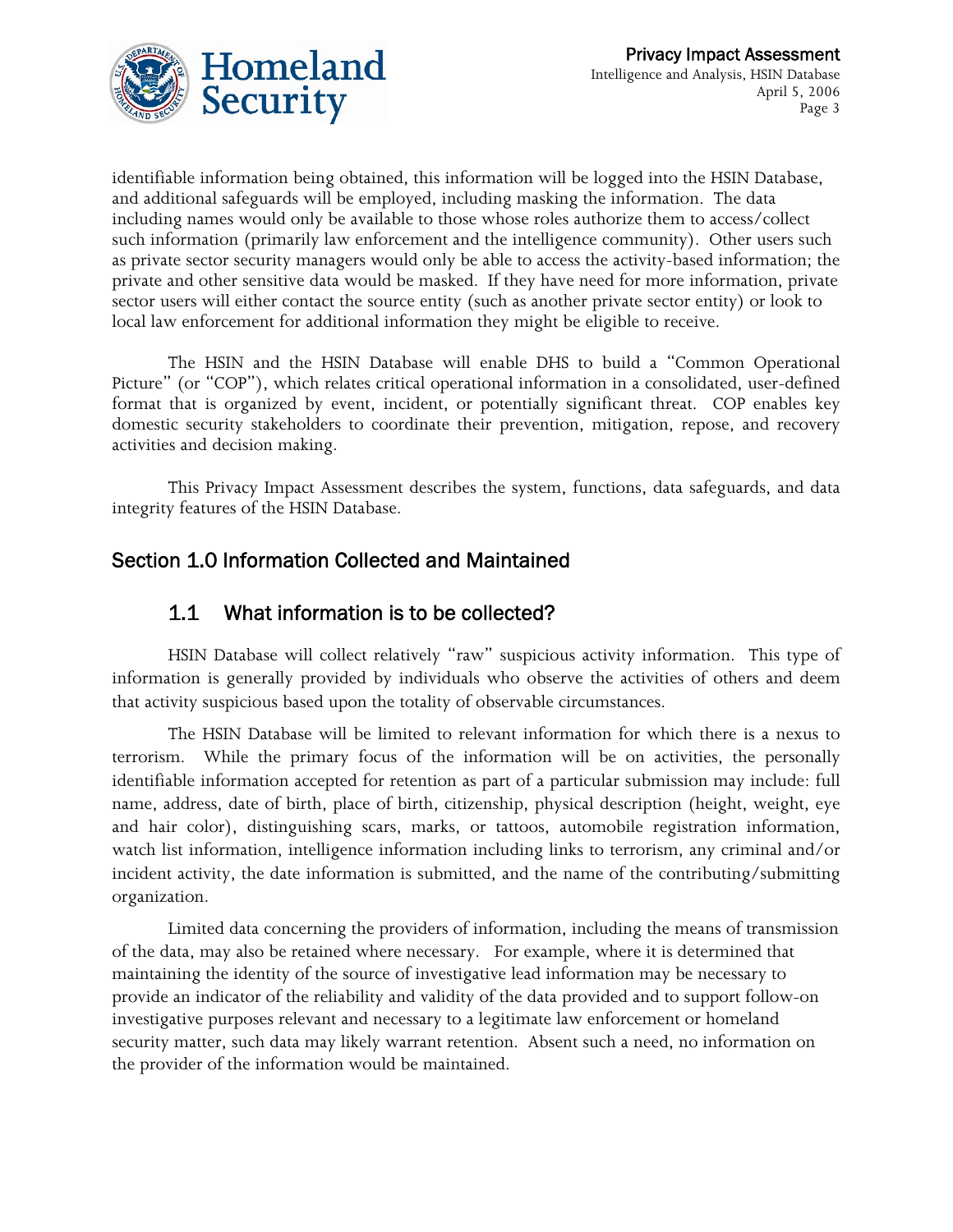identifiable information being obtained, this information will be logged into the HSIN Database, and additional safeguards will be employed, including masking the information. The data including names would only be available to those whose roles authorize them to access/collect such information (primarily law enforcement and the intelligence community). Other users such as private sector security managers would only be able to access the activity-based information; the private and other sensitive data would be masked. If they have need for more information, private sector users will either contact the source entity (such as another private sector entity) or look to local law enforcement for additional information they might be eligible to receive.

The HSIN and the HSIN Database will enable DHS to build a "Common Operational Picture" (or "COP"), which relates critical operational information in a consolidated, user-defined format that is organized by event, incident, or potentially significant threat. COP enables key domestic security stakeholders to coordinate their prevention, mitigation, repose, and recovery activities and decision making.

This Privacy Impact Assessment describes the system, functions, data safeguards, and data integrity features of the HSIN Database.

## Section 1.0 Information Collected and Maintained

### 1.1 What information is to be collected?

HSIN Database will collect relatively "raw" suspicious activity information. This type of information is generally provided by individuals who observe the activities of others and deem that activity suspicious based upon the totality of observable circumstances.

The HSIN Database will be limited to relevant information for which there is a nexus to terrorism. While the primary focus of the information will be on activities, the personally identifiable information accepted for retention as part of a particular submission may include: full name, address, date of birth, place of birth, citizenship, physical description (height, weight, eye and hair color), distinguishing scars, marks, or tattoos, automobile registration information, watch list information, intelligence information including links to terrorism, any criminal and/or incident activity, the date information is submitted, and the name of the contributing/submitting organization.

Limited data concerning the providers of information, including the means of transmission of the data, may also be retained where necessary. For example, where it is determined that maintaining the identity of the source of investigative lead information may be necessary to provide an indicator of the reliability and validity of the data provided and to support follow-on investigative purposes relevant and necessary to a legitimate law enforcement or homeland security matter, such data may likely warrant retention. Absent such a need, no information on the provider of the information would be maintained.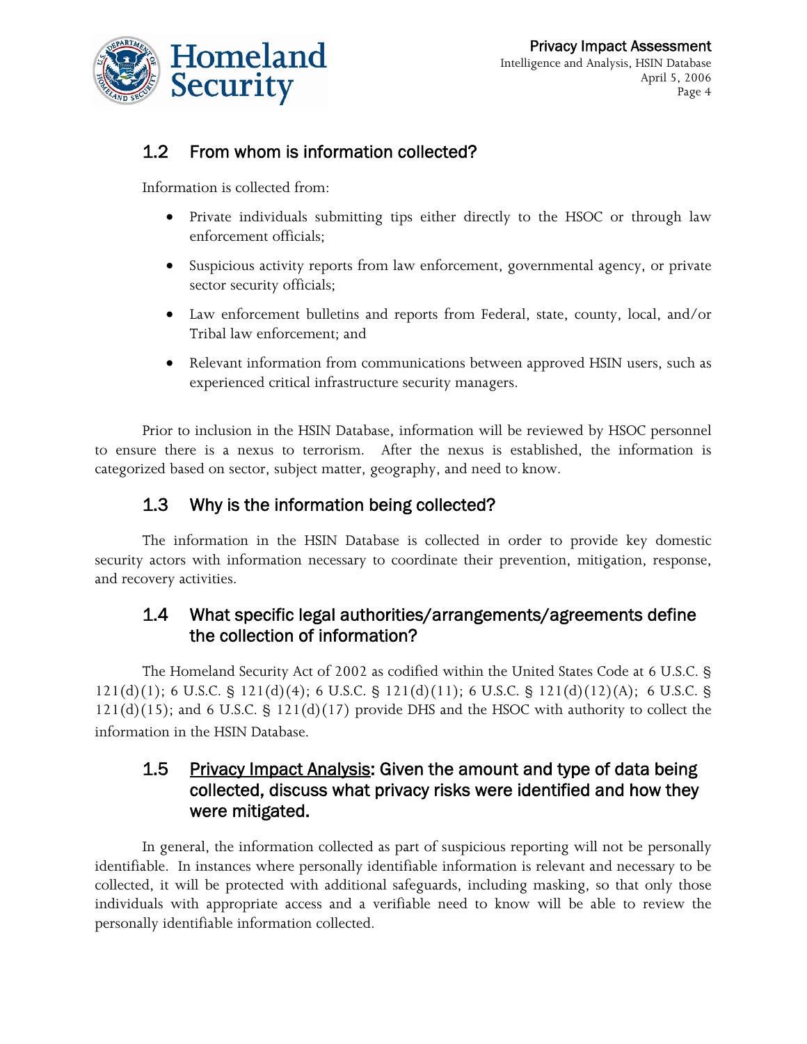## 1.2 From whom is information collected?

Information is collected from:

- Private individuals submitting tips either directly to the HSOC or through law enforcement officials;
- Suspicious activity reports from law enforcement, governmental agency, or private sector security officials;
- Law enforcement bulletins and reports from Federal, state, county, local, and/or Tribal law enforcement; and
- Relevant information from communications between approved HSIN users, such as experienced critical infrastructure security managers.

Prior to inclusion in the HSIN Database, information will be reviewed by HSOC personnel to ensure there is a nexus to terrorism. After the nexus is established, the information is categorized based on sector, subject matter, geography, and need to know.

## 1.3 Why is the information being collected?

The information in the HSIN Database is collected in order to provide key domestic security actors with information necessary to coordinate their prevention, mitigation, response, and recovery activities.

## 1.4 What specific legal authorities/arrangements/agreements define the collection of information?

The Homeland Security Act of 2002 as codified within the United States Code at 6 U.S.C. § 121(d)(1); 6 U.S.C. § 121(d)(4); 6 U.S.C. § 121(d)(11); 6 U.S.C. § 121(d)(12)(A); 6 U.S.C. § 121(d)(15); and 6 U.S.C. § 121(d)(17) provide DHS and the HSOC with authority to collect the information in the HSIN Database.

## 1.5 Privacy Impact Analysis: Given the amount and type of data being collected, discuss what privacy risks were identified and how they were mitigated.

In general, the information collected as part of suspicious reporting will not be personally identifiable. In instances where personally identifiable information is relevant and necessary to be collected, it will be protected with additional safeguards, including masking, so that only those individuals with appropriate access and a verifiable need to know will be able to review the personally identifiable information collected.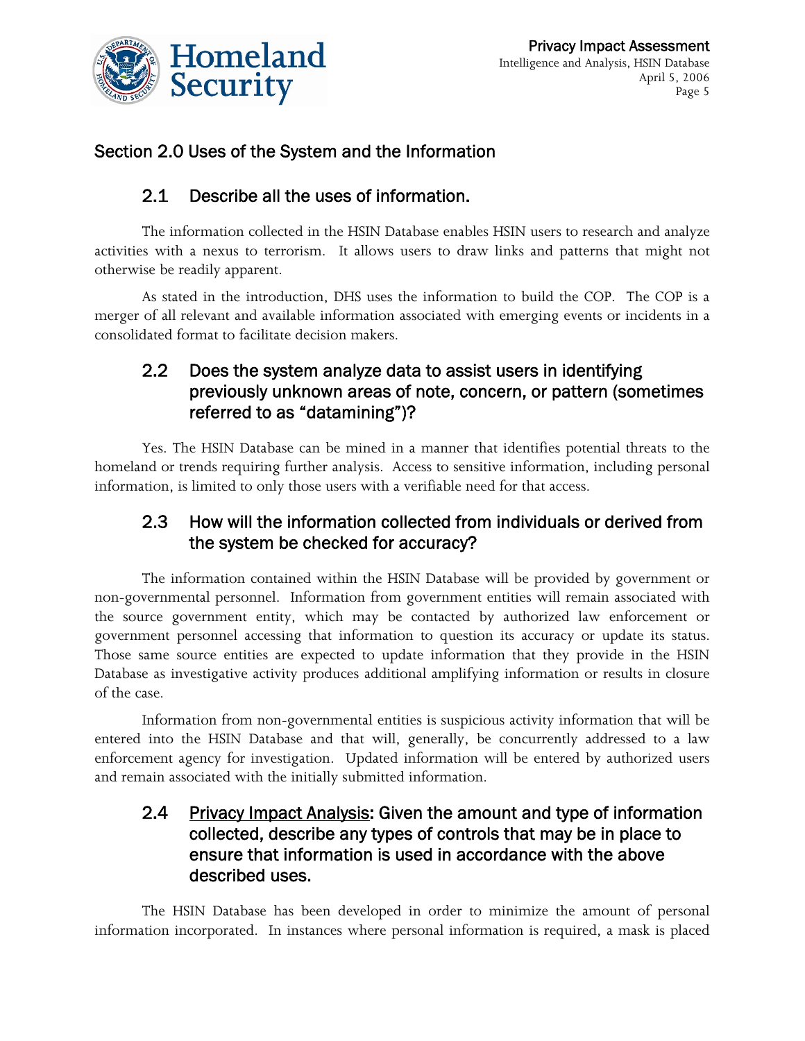## Section 2.0 Uses of the System and the Information

### 2.1 Describe all the uses of information.

The information collected in the HSIN Database enables HSIN users to research and analyze activities with a nexus to terrorism. It allows users to draw links and patterns that might not otherwise be readily apparent.

As stated in the introduction, DHS uses the information to build the COP. The COP is a merger of all relevant and available information associated with emerging events or incidents in a consolidated format to facilitate decision makers.

### 2.2 Does the system analyze data to assist users in identifying previously unknown areas of note, concern, or pattern (sometimes referred to as "datamining")?

Yes. The HSIN Database can be mined in a manner that identifies potential threats to the homeland or trends requiring further analysis. Access to sensitive information, including personal information, is limited to only those users with a verifiable need for that access.

### 2.3 How will the information collected from individuals or derived from the system be checked for accuracy?

The information contained within the HSIN Database will be provided by government or non-governmental personnel. Information from government entities will remain associated with the source government entity, which may be contacted by authorized law enforcement or government personnel accessing that information to question its accuracy or update its status. Those same source entities are expected to update information that they provide in the HSIN Database as investigative activity produces additional amplifying information or results in closure of the case.

Information from non-governmental entities is suspicious activity information that will be entered into the HSIN Database and that will, generally, be concurrently addressed to a law enforcement agency for investigation. Updated information will be entered by authorized users and remain associated with the initially submitted information.

### 2.4 <u>Privacy Impact Analysis</u>: Given the amount and type of information collected, describe any types of controls that may be in place to ensure that information is used in accordance with the above described uses.

The HSIN Database has been developed in order to minimize the amount of personal information incorporated. In instances where personal information is required, a mask is placed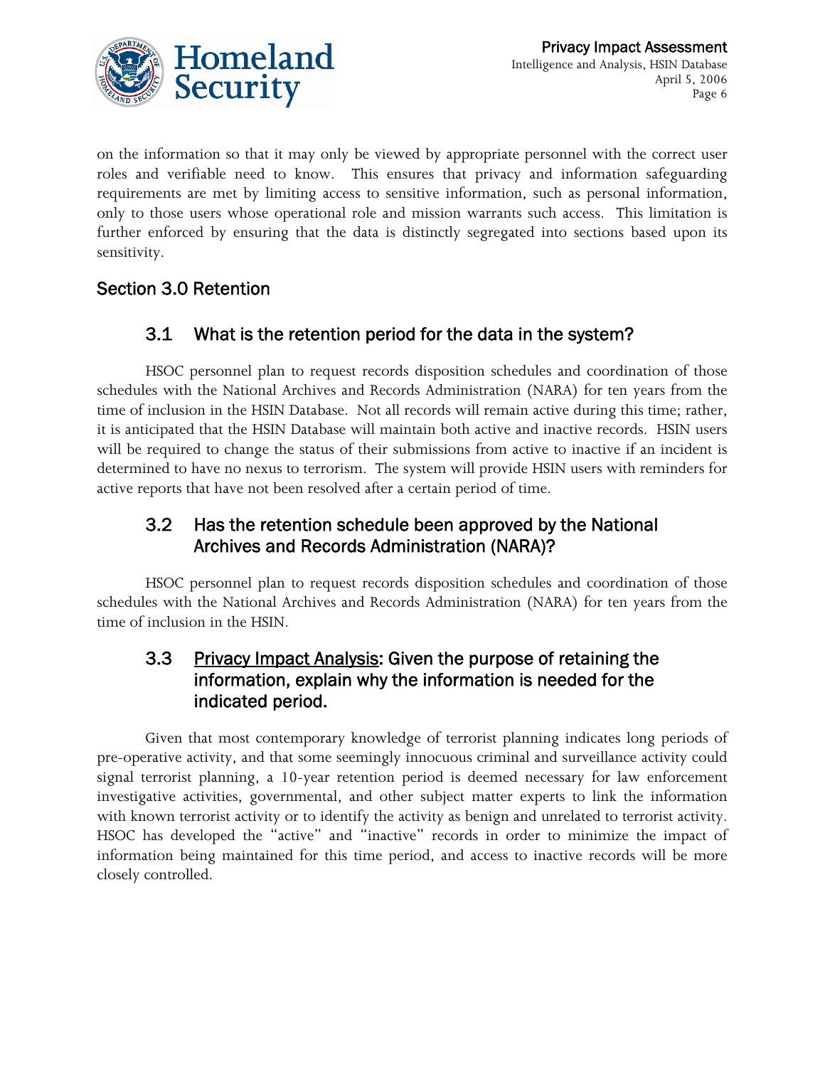on the information so that it may only be viewed by appropriate personnel with the correct user roles and verifiable need to know. This ensures that privacy and information safeguarding requirements are met by limiting access to sensitive information, such as personal information, only to those users whose operational role and mission warrants such access. This limitation is further enforced by ensuring that the data is distinctly segregated into sections based upon its sensitivity.

## Section 3.0 Retention

### 3.1 What is the retention period for the data in the system?

HSOC personnel plan to request records disposition schedules and coordination of those schedules with the National Archives and Records Administration (NARA) for ten years from the time of inclusion in the HSIN Database. Not all records will remain active during this time; rather, it is anticipated that the HSIN Database will maintain both active and inactive records. HSIN users will be required to change the status of their submissions from active to inactive if an incident is determined to have no nexus to terrorism. The system will provide HSIN users with reminders for active reports that have not been resolved after a certain period of time.

### 3.2 Has the retention schedule been approved by the National Archives and Records Administration (NARA)?

HSOC personnel plan to request records disposition schedules and coordination of those schedules with the National Archives and Records Administration (NARA) for ten years from the time of inclusion in the HSIN.

### 3.3 <u>Privacy Impact Analysis</u>: Given the purpose of retaining the information, explain why the information is needed for the indicated period.

Given that most contemporary knowledge of terrorist planning indicates long periods of pre-operative activity, and that some seemingly innocuous criminal and surveillance activity could signal terrorist planning, a 10-year retention period is deemed necessary for law enforcement investigative activities, governmental, and other subject matter experts to link the information with known terrorist activity or to identify the activity as benign and unrelated to terrorist activity. HSOC has developed the "active" and "inactive" records in order to minimize the impact of information being maintained for this time period, and access to inactive records will be more closely controlled.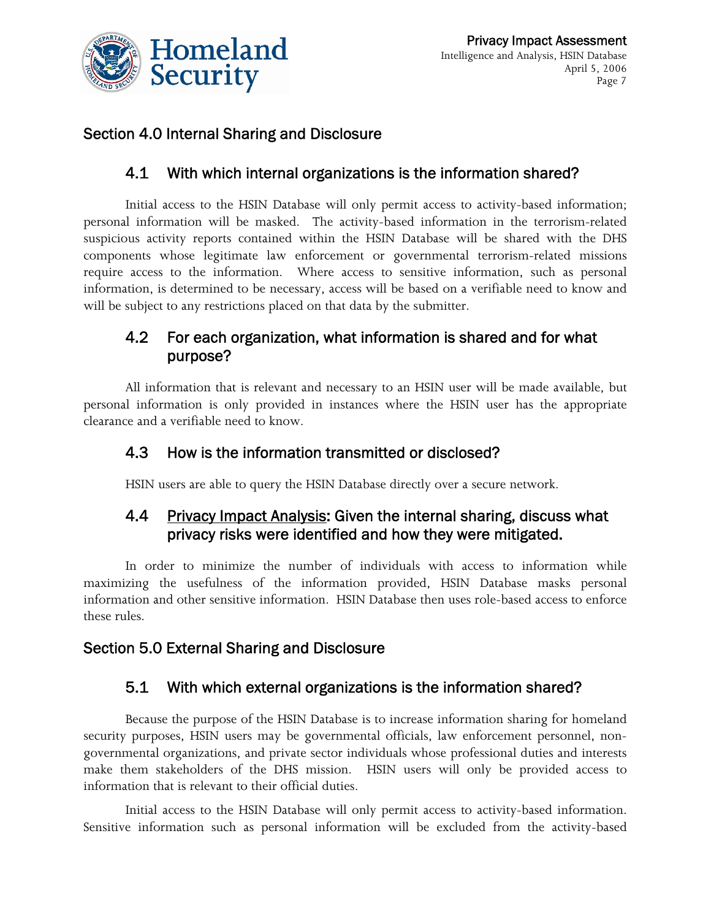## Section 4.0 Internal Sharing and Disclosure

### 4.1 With which internal organizations is the information shared?

Initial access to the HSIN Database will only permit access to activity-based information; personal information will be masked. The activity-based information in the terrorism-related suspicious activity reports contained within the HSIN Database will be shared with the DHS components whose legitimate law enforcement or governmental terrorism-related missions require access to the information. Where access to sensitive information, such as personal information, is determined to be necessary, access will be based on a verifiable need to know and will be subject to any restrictions placed on that data by the submitter.

### 4.2 For each organization, what information is shared and for what purpose?

All information that is relevant and necessary to an HSIN user will be made available, but personal information is only provided in instances where the HSIN user has the appropriate clearance and a verifiable need to know.

### 4.3 How is the information transmitted or disclosed?

HSIN users are able to query the HSIN Database directly over a secure network.

### 4.4 Privacy Impact Analysis: Given the internal sharing, discuss what privacy risks were identified and how they were mitigated.

In order to minimize the number of individuals with access to information while maximizing the usefulness of the information provided, HSIN Database masks personal information and other sensitive information. HSIN Database then uses role-based access to enforce these rules.

## Section 5.0 External Sharing and Disclosure

### 5.1 With which external organizations is the information shared?

Because the purpose of the HSIN Database is to increase information sharing for homeland security purposes, HSIN users may be governmental officials, law enforcement personnel, non-governmental organizations, and private sector individuals whose professional duties and interests make them stakeholders of the DHS mission. HSIN users will only be provided access to information that is relevant to their official duties.

Initial access to the HSIN Database will only permit access to activity-based information. Sensitive information such as personal information will be excluded from the activity-based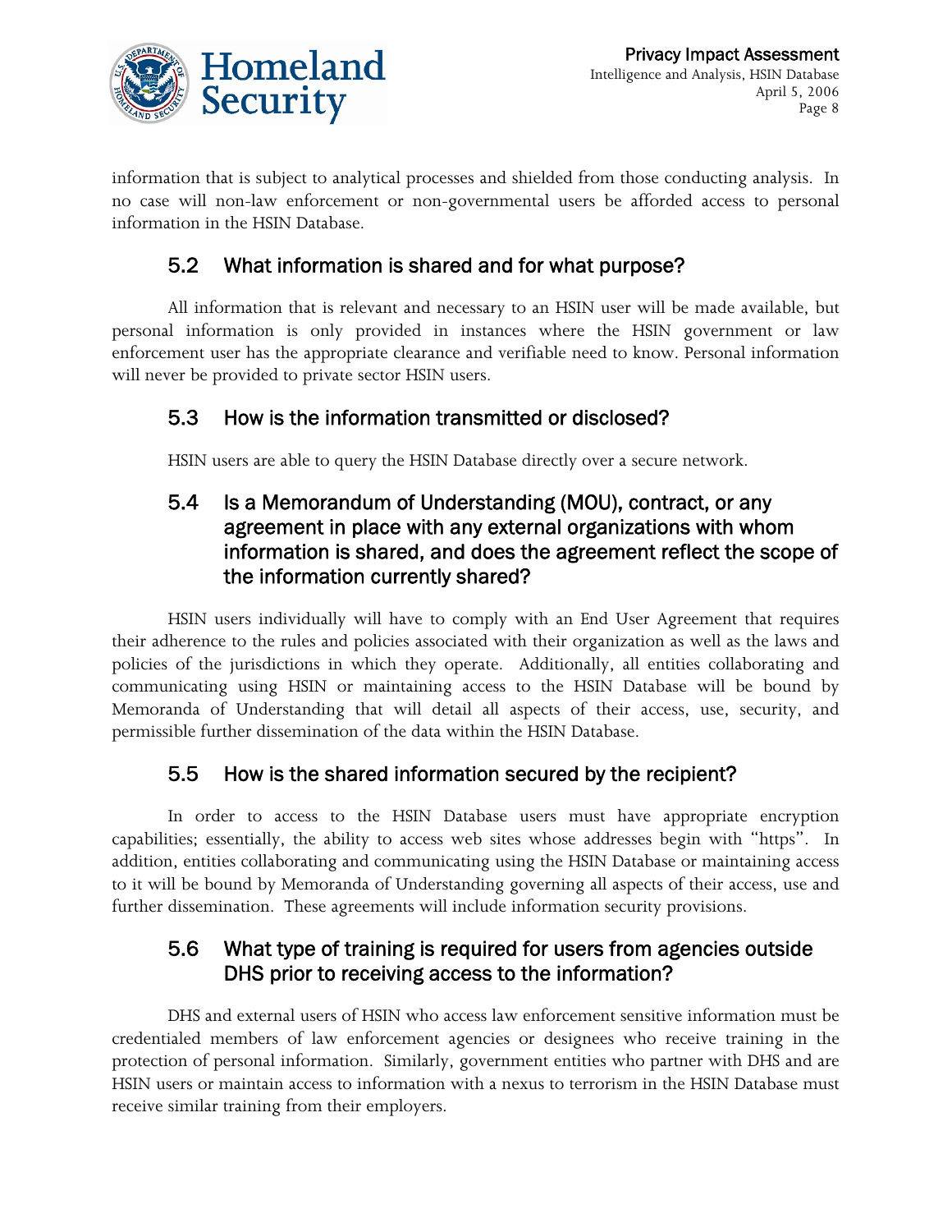information that is subject to analytical processes and shielded from those conducting analysis. In no case will non-law enforcement or non-governmental users be afforded access to personal information in the HSIN Database.

## 5.2 What information is shared and for what purpose?

All information that is relevant and necessary to an HSIN user will be made available, but personal information is only provided in instances where the HSIN government or law enforcement user has the appropriate clearance and verifiable need to know. Personal information will never be provided to private sector HSIN users.

## 5.3 How is the information transmitted or disclosed?

HSIN users are able to query the HSIN Database directly over a secure network.

## 5.4 Is a Memorandum of Understanding (MOU), contract, or any agreement in place with any external organizations with whom information is shared, and does the agreement reflect the scope of the information currently shared?

HSIN users individually will have to comply with an End User Agreement that requires their adherence to the rules and policies associated with their organization as well as the laws and policies of the jurisdictions in which they operate. Additionally, all entities collaborating and communicating using HSIN or maintaining access to the HSIN Database will be bound by Memoranda of Understanding that will detail all aspects of their access, use, security, and permissible further dissemination of the data within the HSIN Database.

## 5.5 How is the shared information secured by the recipient?

In order to access to the HSIN Database users must have appropriate encryption capabilities; essentially, the ability to access web sites whose addresses begin with "https". In addition, entities collaborating and communicating using the HSIN Database or maintaining access to it will be bound by Memoranda of Understanding governing all aspects of their access, use and further dissemination. These agreements will include information security provisions.

## 5.6 What type of training is required for users from agencies outside DHS prior to receiving access to the information?

DHS and external users of HSIN who access law enforcement sensitive information must be credentialed members of law enforcement agencies or designees who receive training in the protection of personal information. Similarly, government entities who partner with DHS and are HSIN users or maintain access to information with a nexus to terrorism in the HSIN Database must receive similar training from their employers.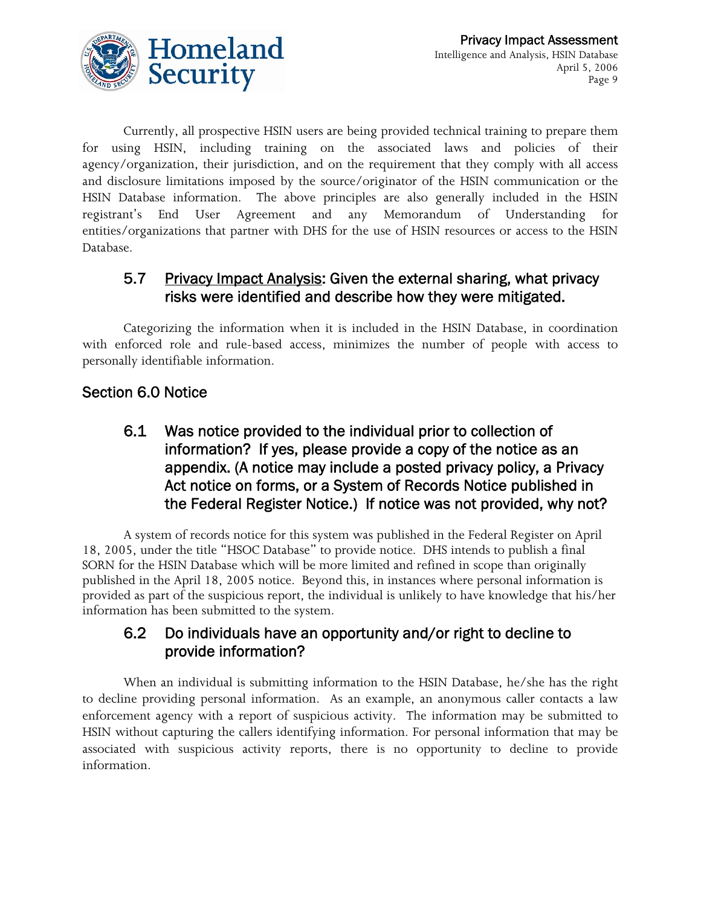Currently, all prospective HSIN users are being provided technical training to prepare them for using HSIN, including training on the associated laws and policies of their agency/organization, their jurisdiction, and on the requirement that they comply with all access and disclosure limitations imposed by the source/originator of the HSIN communication or the HSIN Database information. The above principles are also generally included in the HSIN registrant's End User Agreement and any Memorandum of Understanding for entities/organizations that partner with DHS for the use of HSIN resources or access to the HSIN Database.

### 5.7 Privacy Impact Analysis: Given the external sharing, what privacy risks were identified and describe how they were mitigated.

Categorizing the information when it is included in the HSIN Database, in coordination with enforced role and rule-based access, minimizes the number of people with access to personally identifiable information.

## Section 6.0 Notice

### 6.1 Was notice provided to the individual prior to collection of information? If yes, please provide a copy of the notice as an appendix. (A notice may include a posted privacy policy, a Privacy Act notice on forms, or a System of Records Notice published in the Federal Register Notice.) If notice was not provided, why not?

A system of records notice for this system was published in the Federal Register on April 18, 2005, under the title "HSOC Database" to provide notice. DHS intends to publish a final SORN for the HSIN Database which will be more limited and refined in scope than originally published in the April 18, 2005 notice. Beyond this, in instances where personal information is provided as part of the suspicious report, the individual is unlikely to have knowledge that his/her information has been submitted to the system.

### 6.2 Do individuals have an opportunity and/or right to decline to provide information?

When an individual is submitting information to the HSIN Database, he/she has the right to decline providing personal information. As an example, an anonymous caller contacts a law enforcement agency with a report of suspicious activity. The information may be submitted to HSIN without capturing the callers identifying information. For personal information that may be associated with suspicious activity reports, there is no opportunity to decline to provide information.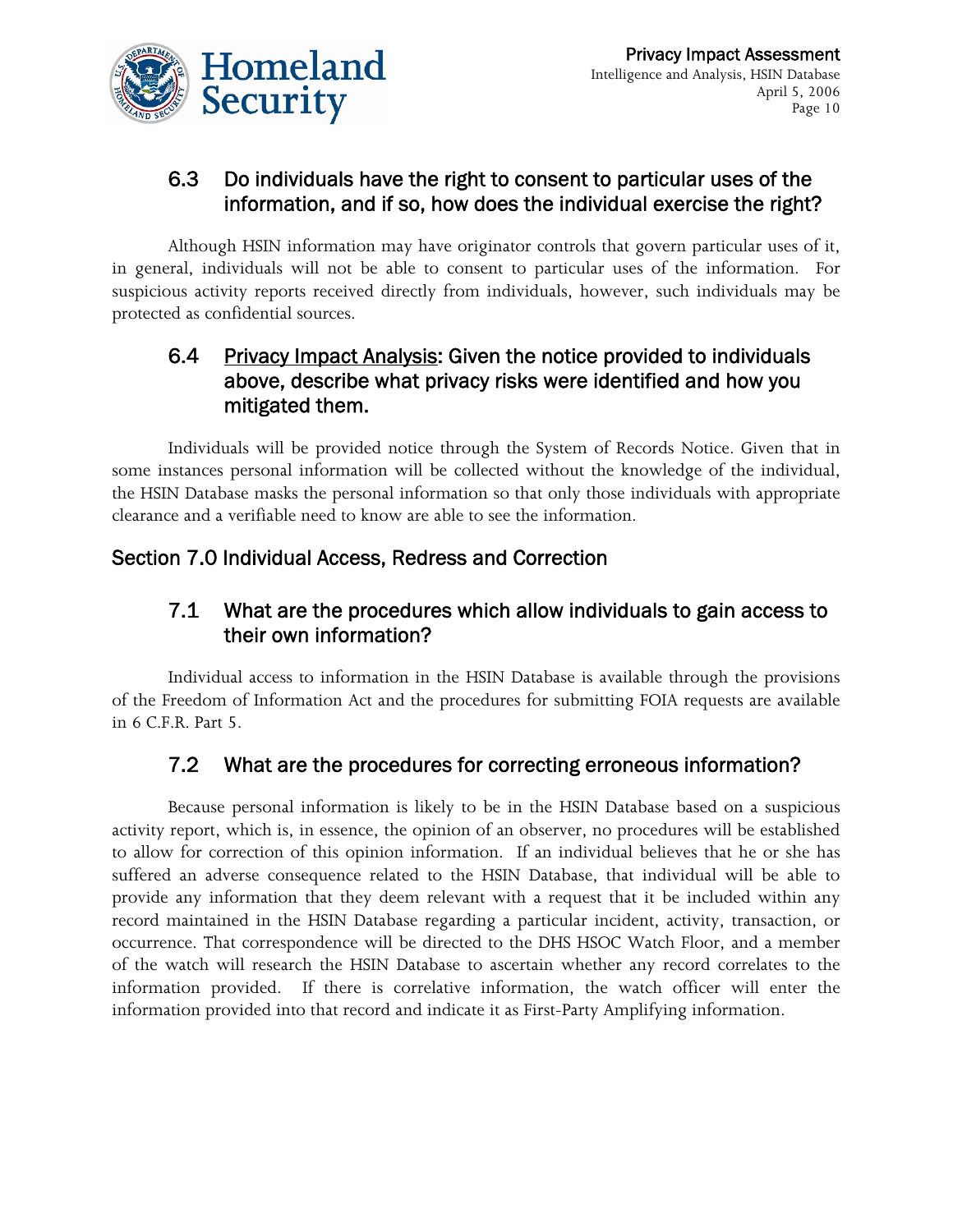### 6.3 Do individuals have the right to consent to particular uses of the information, and if so, how does the individual exercise the right?

Although HSIN information may have originator controls that govern particular uses of it, in general, individuals will not be able to consent to particular uses of the information. For suspicious activity reports received directly from individuals, however, such individuals may be protected as confidential sources.

### 6.4 Privacy Impact Analysis: Given the notice provided to individuals above, describe what privacy risks were identified and how you mitigated them.

Individuals will be provided notice through the System of Records Notice. Given that in some instances personal information will be collected without the knowledge of the individual, the HSIN Database masks the personal information so that only those individuals with appropriate clearance and a verifiable need to know are able to see the information.

## Section 7.0 Individual Access, Redress and Correction

### 7.1 What are the procedures which allow individuals to gain access to their own information?

Individual access to information in the HSIN Database is available through the provisions of the Freedom of Information Act and the procedures for submitting FOIA requests are available in 6 C.F.R. Part 5.

### 7.2 What are the procedures for correcting erroneous information?

Because personal information is likely to be in the HSIN Database based on a suspicious activity report, which is, in essence, the opinion of an observer, no procedures will be established to allow for correction of this opinion information. If an individual believes that he or she has suffered an adverse consequence related to the HSIN Database, that individual will be able to provide any information that they deem relevant with a request that it be included within any record maintained in the HSIN Database regarding a particular incident, activity, transaction, or occurrence. That correspondence will be directed to the DHS HSOC Watch Floor, and a member of the watch will research the HSIN Database to ascertain whether any record correlates to the information provided. If there is correlative information, the watch officer will enter the information provided into that record and indicate it as First-Party Amplifying information.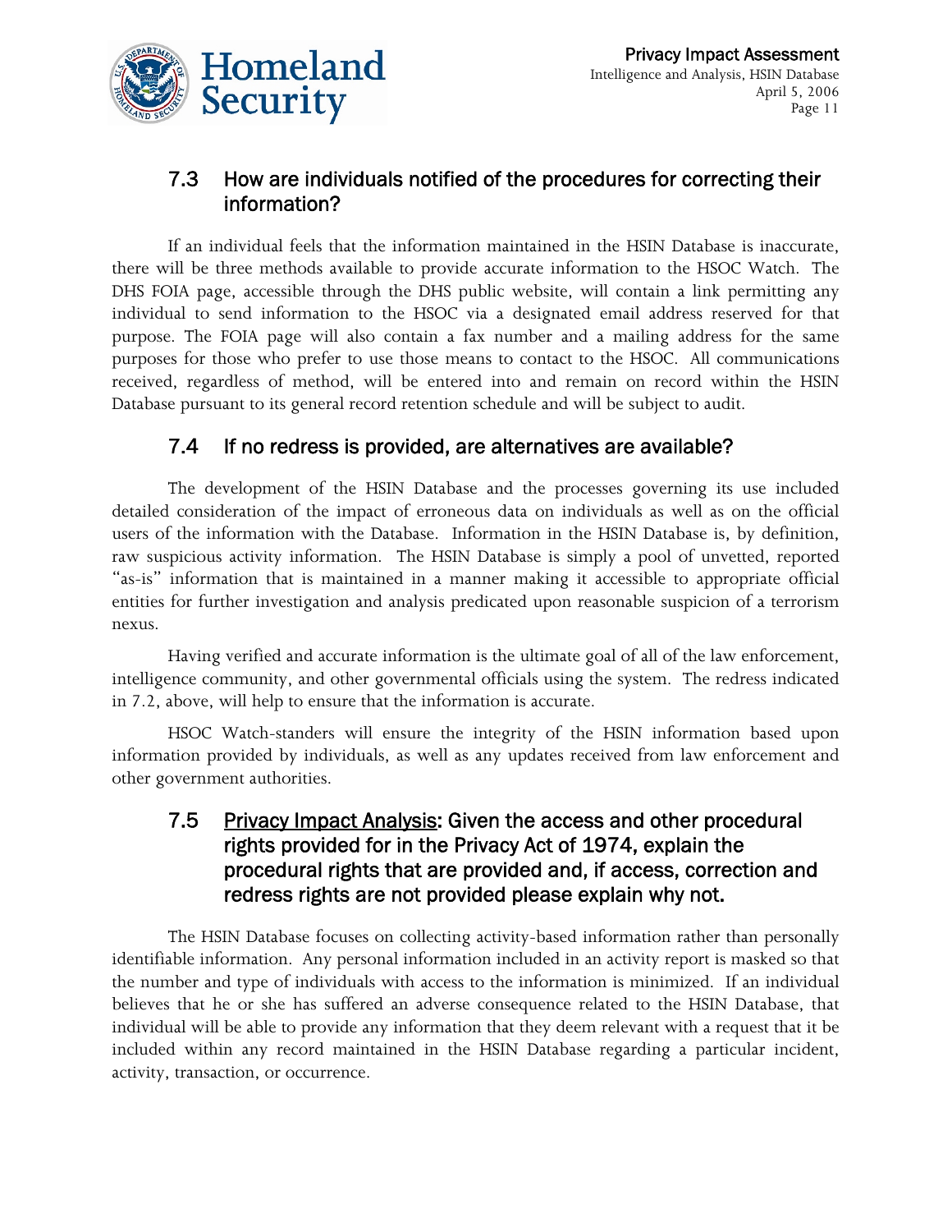## 7.3 How are individuals notified of the procedures for correcting their information?

If an individual feels that the information maintained in the HSIN Database is inaccurate, there will be three methods available to provide accurate information to the HSOC Watch. The DHS FOIA page, accessible through the DHS public website, will contain a link permitting any individual to send information to the HSOC via a designated email address reserved for that purpose. The FOIA page will also contain a fax number and a mailing address for the same purposes for those who prefer to use those means to contact to the HSOC. All communications received, regardless of method, will be entered into and remain on record within the HSIN Database pursuant to its general record retention schedule and will be subject to audit.

## 7.4 If no redress is provided, are alternatives are available?

The development of the HSIN Database and the processes governing its use included detailed consideration of the impact of erroneous data on individuals as well as on the official users of the information with the Database. Information in the HSIN Database is, by definition, raw suspicious activity information. The HSIN Database is simply a pool of unvetted, reported "as-is" information that is maintained in a manner making it accessible to appropriate official entities for further investigation and analysis predicated upon reasonable suspicion of a terrorism nexus.

Having verified and accurate information is the ultimate goal of all of the law enforcement, intelligence community, and other governmental officials using the system. The redress indicated in 7.2, above, will help to ensure that the information is accurate.

HSOC Watch-standers will ensure the integrity of the HSIN information based upon information provided by individuals, as well as any updates received from law enforcement and other government authorities.

## 7.5 Privacy Impact Analysis: Given the access and other procedural rights provided for in the Privacy Act of 1974, explain the procedural rights that are provided and, if access, correction and redress rights are not provided please explain why not.

The HSIN Database focuses on collecting activity-based information rather than personally identifiable information. Any personal information included in an activity report is masked so that the number and type of individuals with access to the information is minimized. If an individual believes that he or she has suffered an adverse consequence related to the HSIN Database, that individual will be able to provide any information that they deem relevant with a request that it be included within any record maintained in the HSIN Database regarding a particular incident, activity, transaction, or occurrence.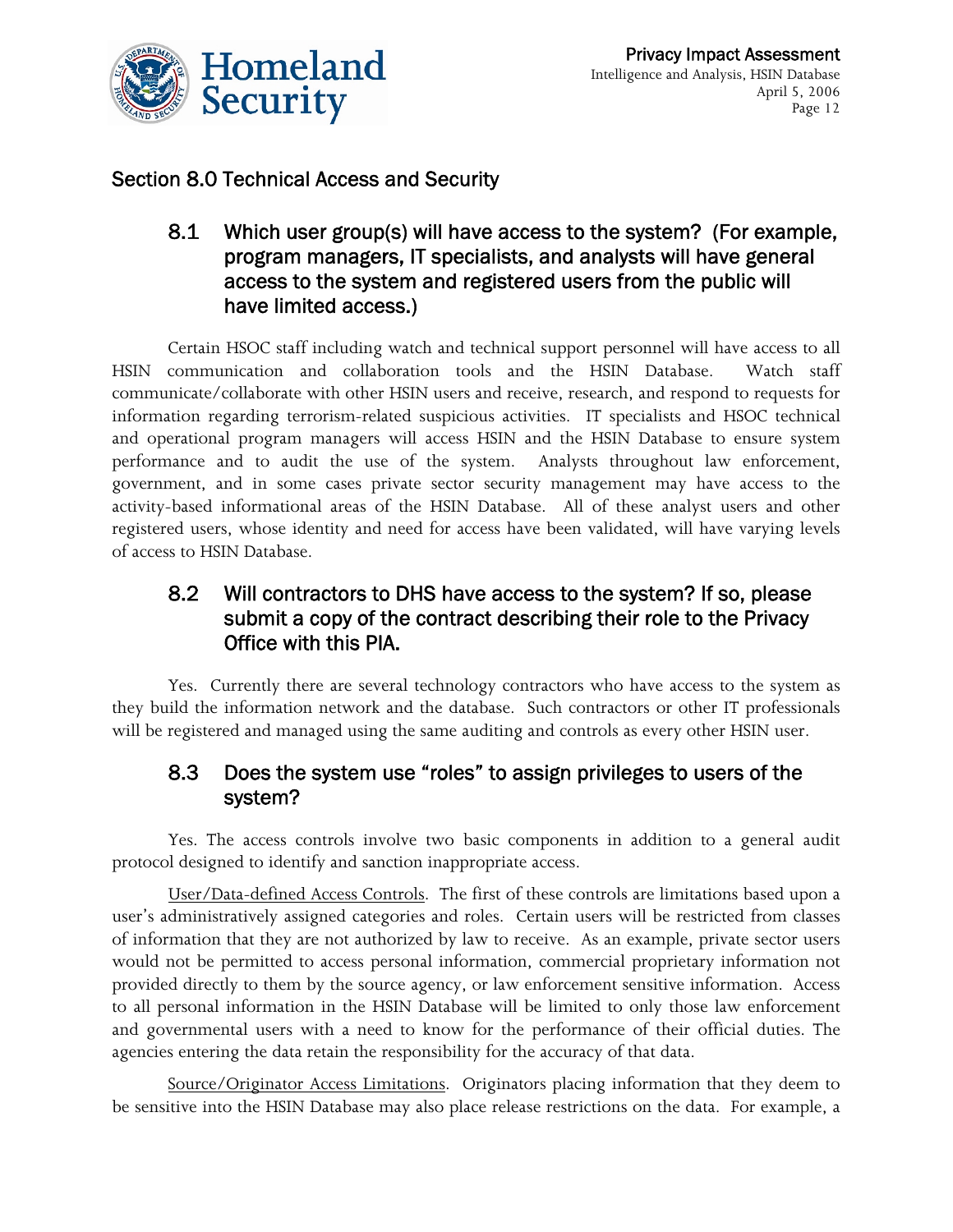## Section 8.0 Technical Access and Security

### 8.1 Which user group(s) will have access to the system? (For example, program managers, IT specialists, and analysts will have general access to the system and registered users from the public will have limited access.)

Certain HSOC staff including watch and technical support personnel will have access to all HSIN communication and collaboration tools and the HSIN Database. Watch staff communicate/collaborate with other HSIN users and receive, research, and respond to requests for information regarding terrorism-related suspicious activities. IT specialists and HSOC technical and operational program managers will access HSIN and the HSIN Database to ensure system performance and to audit the use of the system. Analysts throughout law enforcement, government, and in some cases private sector security management may have access to the activity-based informational areas of the HSIN Database. All of these analyst users and other registered users, whose identity and need for access have been validated, will have varying levels of access to HSIN Database.

### 8.2 Will contractors to DHS have access to the system? If so, please submit a copy of the contract describing their role to the Privacy Office with this PIA.

Yes. Currently there are several technology contractors who have access to the system as they build the information network and the database. Such contractors or other IT professionals will be registered and managed using the same auditing and controls as every other HSIN user.

### 8.3 Does the system use "roles" to assign privileges to users of the system?

Yes. The access controls involve two basic components in addition to a general audit protocol designed to identify and sanction inappropriate access.

User/Data-defined Access Controls. The first of these controls are limitations based upon a user's administratively assigned categories and roles. Certain users will be restricted from classes of information that they are not authorized by law to receive. As an example, private sector users would not be permitted to access personal information, commercial proprietary information not provided directly to them by the source agency, or law enforcement sensitive information. Access to all personal information in the HSIN Database will be limited to only those law enforcement and governmental users with a need to know for the performance of their official duties. The agencies entering the data retain the responsibility for the accuracy of that data.

Source/Originator Access Limitations. Originators placing information that they deem to be sensitive into the HSIN Database may also place release restrictions on the data. For example, a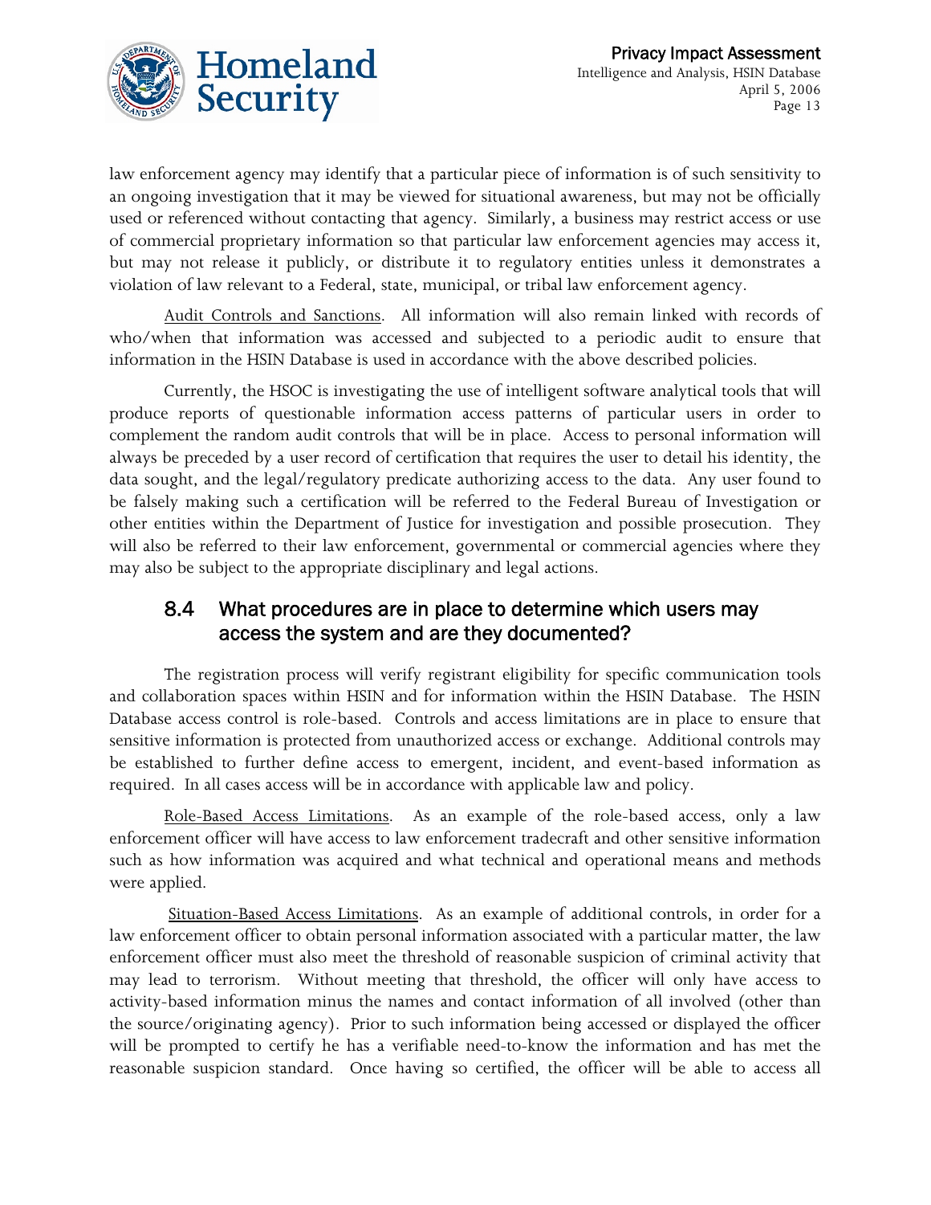law enforcement agency may identify that a particular piece of information is of such sensitivity to an ongoing investigation that it may be viewed for situational awareness, but may not be officially used or referenced without contacting that agency. Similarly, a business may restrict access or use of commercial proprietary information so that particular law enforcement agencies may access it, but may not release it publicly, or distribute it to regulatory entities unless it demonstrates a violation of law relevant to a Federal, state, municipal, or tribal law enforcement agency.

Audit Controls and Sanctions. All information will also remain linked with records of who/when that information was accessed and subjected to a periodic audit to ensure that information in the HSIN Database is used in accordance with the above described policies.

Currently, the HSOC is investigating the use of intelligent software analytical tools that will produce reports of questionable information access patterns of particular users in order to complement the random audit controls that will be in place. Access to personal information will always be preceded by a user record of certification that requires the user to detail his identity, the data sought, and the legal/regulatory predicate authorizing access to the data. Any user found to be falsely making such a certification will be referred to the Federal Bureau of Investigation or other entities within the Department of Justice for investigation and possible prosecution. They will also be referred to their law enforcement, governmental or commercial agencies where they may also be subject to the appropriate disciplinary and legal actions.

## 8.4 What procedures are in place to determine which users may access the system and are they documented?

The registration process will verify registrant eligibility for specific communication tools and collaboration spaces within HSIN and for information within the HSIN Database. The HSIN Database access control is role-based. Controls and access limitations are in place to ensure that sensitive information is protected from unauthorized access or exchange. Additional controls may be established to further define access to emergent, incident, and event-based information as required. In all cases access will be in accordance with applicable law and policy.

Role-Based Access Limitations. As an example of the role-based access, only a law enforcement officer will have access to law enforcement tradecraft and other sensitive information such as how information was acquired and what technical and operational means and methods were applied.

Situation-Based Access Limitations. As an example of additional controls, in order for a law enforcement officer to obtain personal information associated with a particular matter, the law enforcement officer must also meet the threshold of reasonable suspicion of criminal activity that may lead to terrorism. Without meeting that threshold, the officer will only have access to activity-based information minus the names and contact information of all involved (other than the source/originating agency). Prior to such information being accessed or displayed the officer will be prompted to certify he has a verifiable need-to-know the information and has met the reasonable suspicion standard. Once having so certified, the officer will be able to access all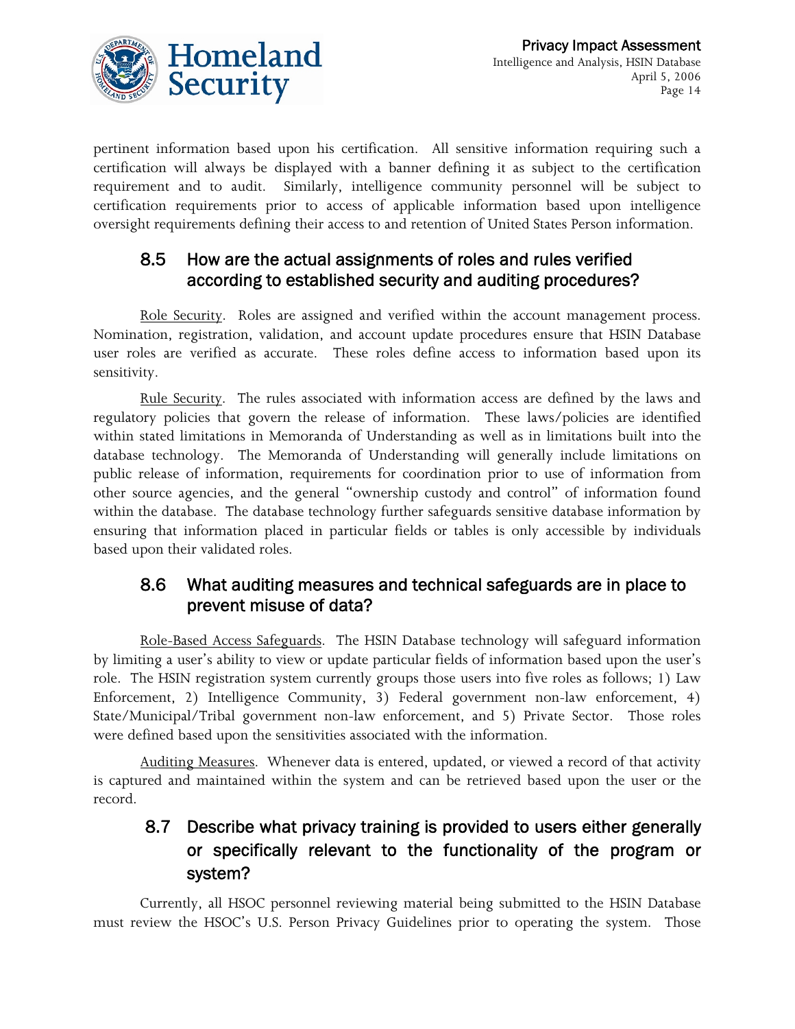pertinent information based upon his certification. All sensitive information requiring such a certification will always be displayed with a banner defining it as subject to the certification requirement and to audit. Similarly, intelligence community personnel will be subject to certification requirements prior to access of applicable information based upon intelligence oversight requirements defining their access to and retention of United States Person information.

## 8.5 How are the actual assignments of roles and rules verified according to established security and auditing procedures?

Role Security. Roles are assigned and verified within the account management process. Nomination, registration, validation, and account update procedures ensure that HSIN Database user roles are verified as accurate. These roles define access to information based upon its sensitivity.

Rule Security. The rules associated with information access are defined by the laws and regulatory policies that govern the release of information. These laws/policies are identified within stated limitations in Memoranda of Understanding as well as in limitations built into the database technology. The Memoranda of Understanding will generally include limitations on public release of information, requirements for coordination prior to use of information from other source agencies, and the general "ownership custody and control" of information found within the database. The database technology further safeguards sensitive database information by ensuring that information placed in particular fields or tables is only accessible by individuals based upon their validated roles.

## 8.6 What auditing measures and technical safeguards are in place to prevent misuse of data?

Role-Based Access Safeguards. The HSIN Database technology will safeguard information by limiting a user's ability to view or update particular fields of information based upon the user's role. The HSIN registration system currently groups those users into five roles as follows; 1) Law Enforcement, 2) Intelligence Community, 3) Federal government non-law enforcement, 4) State/Municipal/Tribal government non-law enforcement, and 5) Private Sector. Those roles were defined based upon the sensitivities associated with the information.

Auditing Measures. Whenever data is entered, updated, or viewed a record of that activity is captured and maintained within the system and can be retrieved based upon the user or the record.

## 8.7 Describe what privacy training is provided to users either generally or specifically relevant to the functionality of the program or system?

Currently, all HSOC personnel reviewing material being submitted to the HSIN Database must review the HSOC's U.S. Person Privacy Guidelines prior to operating the system. Those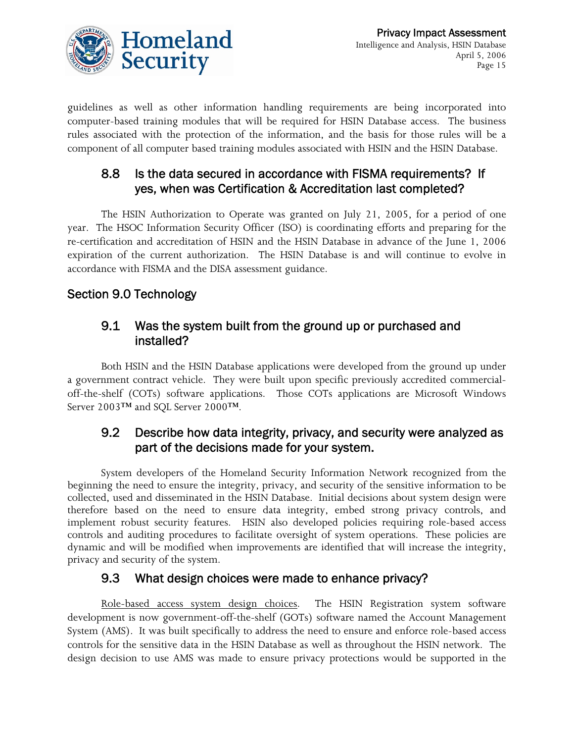guidelines as well as other information handling requirements are being incorporated into computer-based training modules that will be required for HSIN Database access. The business rules associated with the protection of the information, and the basis for those rules will be a component of all computer based training modules associated with HSIN and the HSIN Database.

### 8.8 Is the data secured in accordance with FISMA requirements? If yes, when was Certification & Accreditation last completed?

The HSIN Authorization to Operate was granted on July 21, 2005, for a period of one year. The HSOC Information Security Officer (ISO) is coordinating efforts and preparing for the re-certification and accreditation of HSIN and the HSIN Database in advance of the June 1, 2006 expiration of the current authorization. The HSIN Database is and will continue to evolve in accordance with FISMA and the DISA assessment guidance.

## Section 9.0 Technology

### 9.1 Was the system built from the ground up or purchased and installed?

Both HSIN and the HSIN Database applications were developed from the ground up under a government contract vehicle. They were built upon specific previously accredited commercial-off-the-shelf (COTs) software applications. Those COTs applications are Microsoft Windows Server 2003™ and SQL Server 2000™.

### 9.2 Describe how data integrity, privacy, and security were analyzed as part of the decisions made for your system.

System developers of the Homeland Security Information Network recognized from the beginning the need to ensure the integrity, privacy, and security of the sensitive information to be collected, used and disseminated in the HSIN Database. Initial decisions about system design were therefore based on the need to ensure data integrity, embed strong privacy controls, and implement robust security features. HSIN also developed policies requiring role-based access controls and auditing procedures to facilitate oversight of system operations. These policies are dynamic and will be modified when improvements are identified that will increase the integrity, privacy and security of the system.

### 9.3 What design choices were made to enhance privacy?

Role-based access system design choices. The HSIN Registration system software development is now government-off-the-shelf (GOTs) software named the Account Management System (AMS). It was built specifically to address the need to ensure and enforce role-based access controls for the sensitive data in the HSIN Database as well as throughout the HSIN network. The design decision to use AMS was made to ensure privacy protections would be supported in the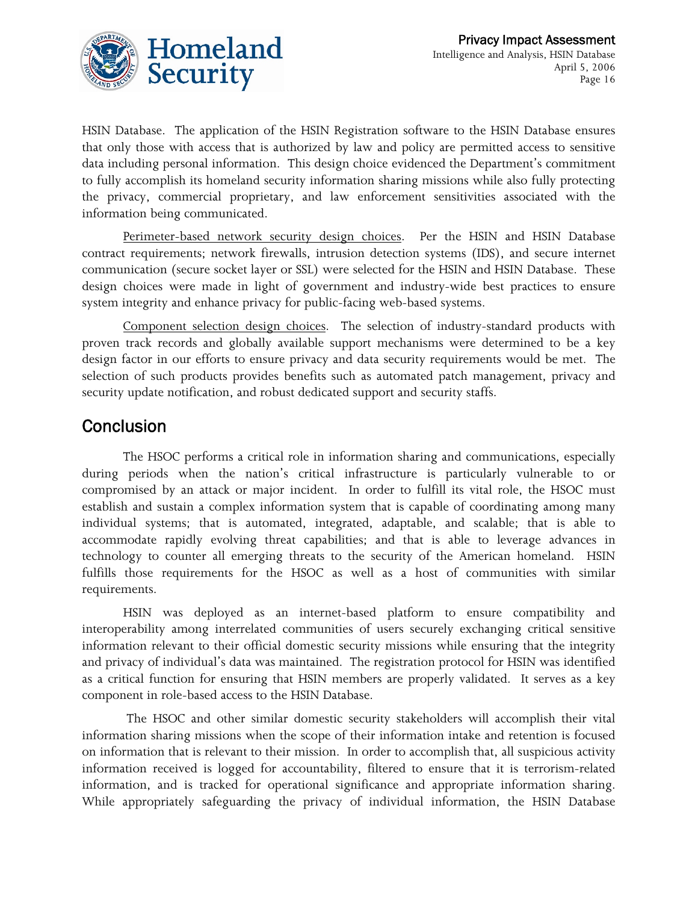HSIN Database. The application of the HSIN Registration software to the HSIN Database ensures that only those with access that is authorized by law and policy are permitted access to sensitive data including personal information. This design choice evidenced the Department's commitment to fully accomplish its homeland security information sharing missions while also fully protecting the privacy, commercial proprietary, and law enforcement sensitivities associated with the information being communicated.

Perimeter-based network security design choices. Per the HSIN and HSIN Database contract requirements; network firewalls, intrusion detection systems (IDS), and secure internet communication (secure socket layer or SSL) were selected for the HSIN and HSIN Database. These design choices were made in light of government and industry-wide best practices to ensure system integrity and enhance privacy for public-facing web-based systems.

Component selection design choices. The selection of industry-standard products with proven track records and globally available support mechanisms were determined to be a key design factor in our efforts to ensure privacy and data security requirements would be met. The selection of such products provides benefits such as automated patch management, privacy and security update notification, and robust dedicated support and security staffs.

## Conclusion

The HSOC performs a critical role in information sharing and communications, especially during periods when the nation's critical infrastructure is particularly vulnerable to or compromised by an attack or major incident. In order to fulfill its vital role, the HSOC must establish and sustain a complex information system that is capable of coordinating among many individual systems; that is automated, integrated, adaptable, and scalable; that is able to accommodate rapidly evolving threat capabilities; and that is able to leverage advances in technology to counter all emerging threats to the security of the American homeland. HSIN fulfills those requirements for the HSOC as well as a host of communities with similar requirements.

HSIN was deployed as an internet-based platform to ensure compatibility and interoperability among interrelated communities of users securely exchanging critical sensitive information relevant to their official domestic security missions while ensuring that the integrity and privacy of individual's data was maintained. The registration protocol for HSIN was identified as a critical function for ensuring that HSIN members are properly validated. It serves as a key component in role-based access to the HSIN Database.

The HSOC and other similar domestic security stakeholders will accomplish their vital information sharing missions when the scope of their information intake and retention is focused on information that is relevant to their mission. In order to accomplish that, all suspicious activity information received is logged for accountability, filtered to ensure that it is terrorism-related information, and is tracked for operational significance and appropriate information sharing. While appropriately safeguarding the privacy of individual information, the HSIN Database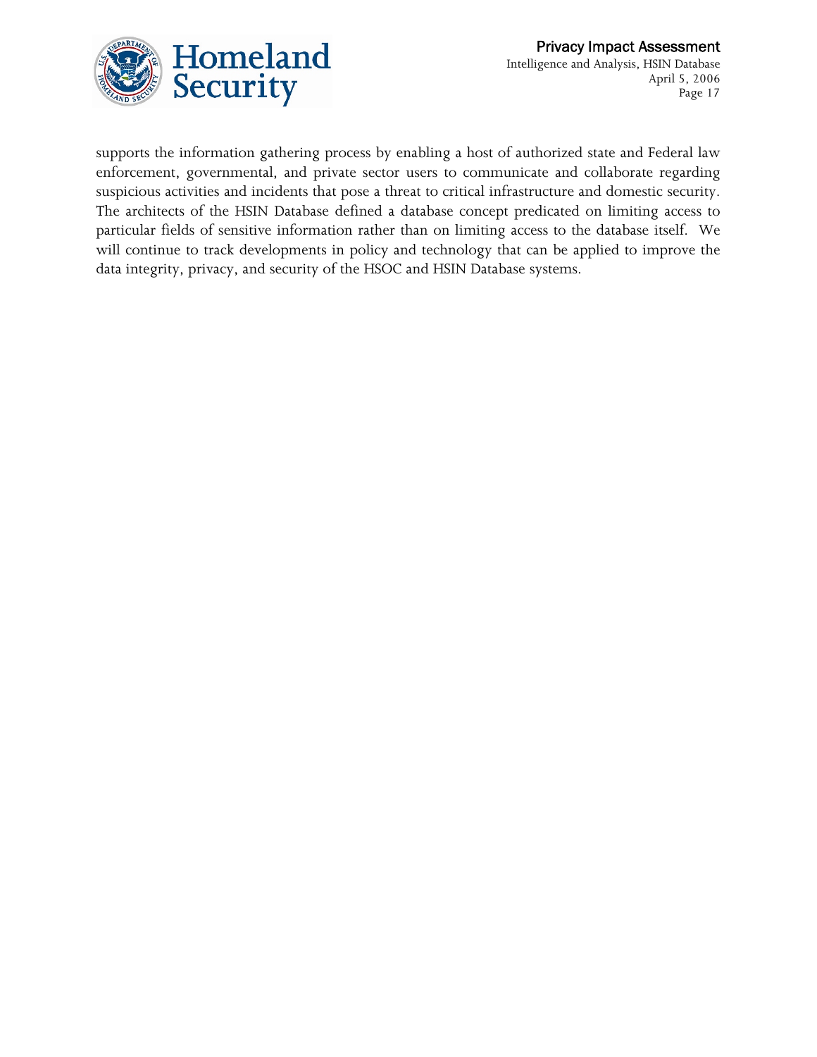supports the information gathering process by enabling a host of authorized state and Federal law enforcement, governmental, and private sector users to communicate and collaborate regarding suspicious activities and incidents that pose a threat to critical infrastructure and domestic security. The architects of the HSIN Database defined a database concept predicated on limiting access to particular fields of sensitive information rather than on limiting access to the database itself. We will continue to track developments in policy and technology that can be applied to improve the data integrity, privacy, and security of the HSOC and HSIN Database systems.